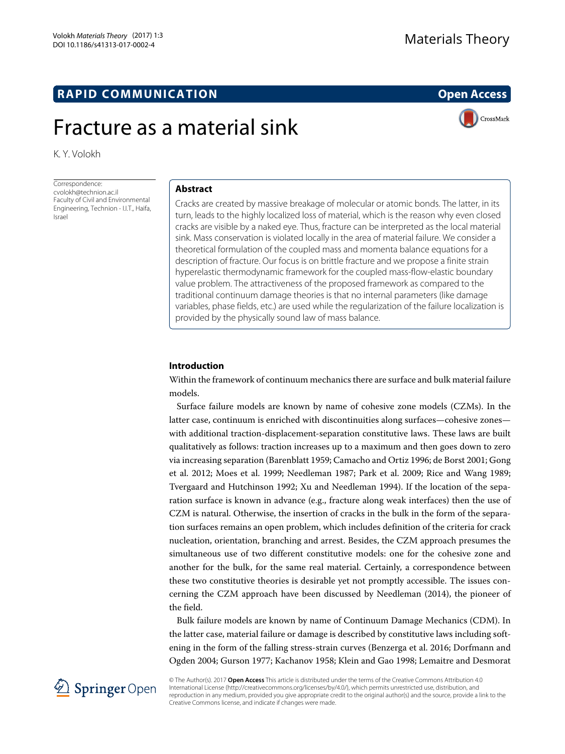RAPID COMMUNICATION — Open Access

# Fracture as a material sink

K. Y. Volokh

Correspondence: cvolokh@technion.ac.il
Faculty of Civil and Environmental Engineering, Technion - I.I.T., Haifa, Israel

## Abstract

Cracks are created by massive breakage of molecular or atomic bonds. The latter, in its turn, leads to the highly localized loss of material, which is the reason why even closed cracks are visible by a naked eye. Thus, fracture can be interpreted as the local material sink. Mass conservation is violated locally in the area of material failure. We consider a theoretical formulation of the coupled mass and momenta balance equations for a description of fracture. Our focus is on brittle fracture and we propose a finite strain hyperelastic thermodynamic framework for the coupled mass-flow-elastic boundary value problem. The attractiveness of the proposed framework as compared to the traditional continuum damage theories is that no internal parameters (like damage variables, phase fields, etc.) are used while the regularization of the failure localization is provided by the physically sound law of mass balance.

## Introduction

Within the framework of continuum mechanics there are surface and bulk material failure models.

Surface failure models are known by name of cohesive zone models (CZMs). In the latter case, continuum is enriched with discontinuities along surfaces—cohesive zones—with additional traction-displacement-separation constitutive laws. These laws are built qualitatively as follows: traction increases up to a maximum and then goes down to zero via increasing separation (Barenblatt 1959; Camacho and Ortiz 1996; de Borst 2001; Gong et al. 2012; Moes et al. 1999; Needleman 1987; Park et al. 2009; Rice and Wang 1989; Tvergaard and Hutchinson 1992; Xu and Needleman 1994). If the location of the separation surface is known in advance (e.g., fracture along weak interfaces) then the use of CZM is natural. Otherwise, the insertion of cracks in the bulk in the form of the separation surfaces remains an open problem, which includes definition of the criteria for crack nucleation, orientation, branching and arrest. Besides, the CZM approach presumes the simultaneous use of two different constitutive models: one for the cohesive zone and another for the bulk, for the same real material. Certainly, a correspondence between these two constitutive theories is desirable yet not promptly accessible. The issues concerning the CZM approach have been discussed by Needleman (2014), the pioneer of the field.

Bulk failure models are known by name of Continuum Damage Mechanics (CDM). In the latter case, material failure or damage is described by constitutive laws including softening in the form of the falling stress-strain curves (Benzerga et al. 2016; Dorfmann and Ogden 2004; Gurson 1977; Kachanov 1958; Klein and Gao 1998; Lemaitre and Desmorat

© The Author(s). 2017 **Open Access** This article is distributed under the terms of the Creative Commons Attribution 4.0 International License (http://creativecommons.org/licenses/by/4.0/), which permits unrestricted use, distribution, and reproduction in any medium, provided you give appropriate credit to the original author(s) and the source, provide a link to the Creative Commons license, and indicate if changes were made.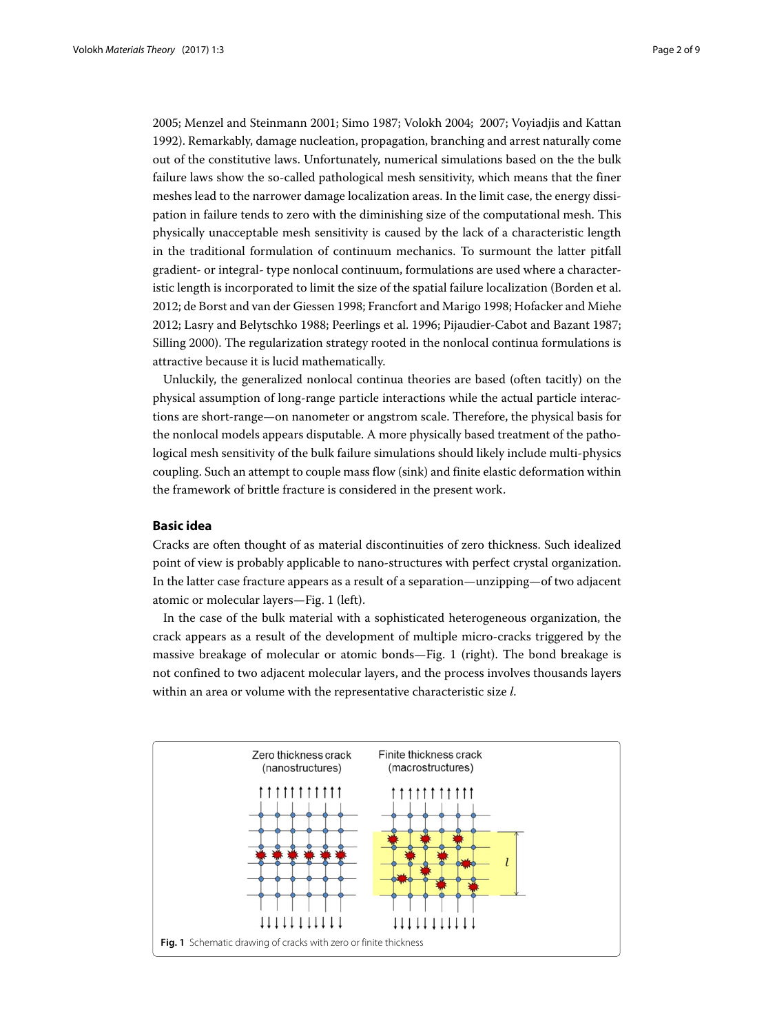2005; Menzel and Steinmann 2001; Simo 1987; Volokh 2004; 2007; Voyiadjis and Kattan 1992). Remarkably, damage nucleation, propagation, branching and arrest naturally come out of the constitutive laws. Unfortunately, numerical simulations based on the the bulk failure laws show the so-called pathological mesh sensitivity, which means that the finer meshes lead to the narrower damage localization areas. In the limit case, the energy dissipation in failure tends to zero with the diminishing size of the computational mesh. This physically unacceptable mesh sensitivity is caused by the lack of a characteristic length in the traditional formulation of continuum mechanics. To surmount the latter pitfall gradient- or integral- type nonlocal continuum, formulations are used where a characteristic length is incorporated to limit the size of the spatial failure localization (Borden et al. 2012; de Borst and van der Giessen 1998; Francfort and Marigo 1998; Hofacker and Miehe 2012; Lasry and Belytschko 1988; Peerlings et al. 1996; Pijaudier-Cabot and Bazant 1987; Silling 2000). The regularization strategy rooted in the nonlocal continua formulations is attractive because it is lucid mathematically.

Unluckily, the generalized nonlocal continua theories are based (often tacitly) on the physical assumption of long-range particle interactions while the actual particle interactions are short-range—on nanometer or angstrom scale. Therefore, the physical basis for the nonlocal models appears disputable. A more physically based treatment of the pathological mesh sensitivity of the bulk failure simulations should likely include multi-physics coupling. Such an attempt to couple mass flow (sink) and finite elastic deformation within the framework of brittle fracture is considered in the present work.

## Basic idea

Cracks are often thought of as material discontinuities of zero thickness. Such idealized point of view is probably applicable to nano-structures with perfect crystal organization. In the latter case fracture appears as a result of a separation—unzipping—of two adjacent atomic or molecular layers—Fig. 1 (left).

In the case of the bulk material with a sophisticated heterogeneous organization, the crack appears as a result of the development of multiple micro-cracks triggered by the massive breakage of molecular or atomic bonds—Fig. 1 (right). The bond breakage is not confined to two adjacent molecular layers, and the process involves thousands layers within an area or volume with the representative characteristic size $l$.

Zero thickness crack (nanostructures)

Finite thickness crack (macrostructures)

$l$

**Fig. 1** Schematic drawing of cracks with zero or finite thickness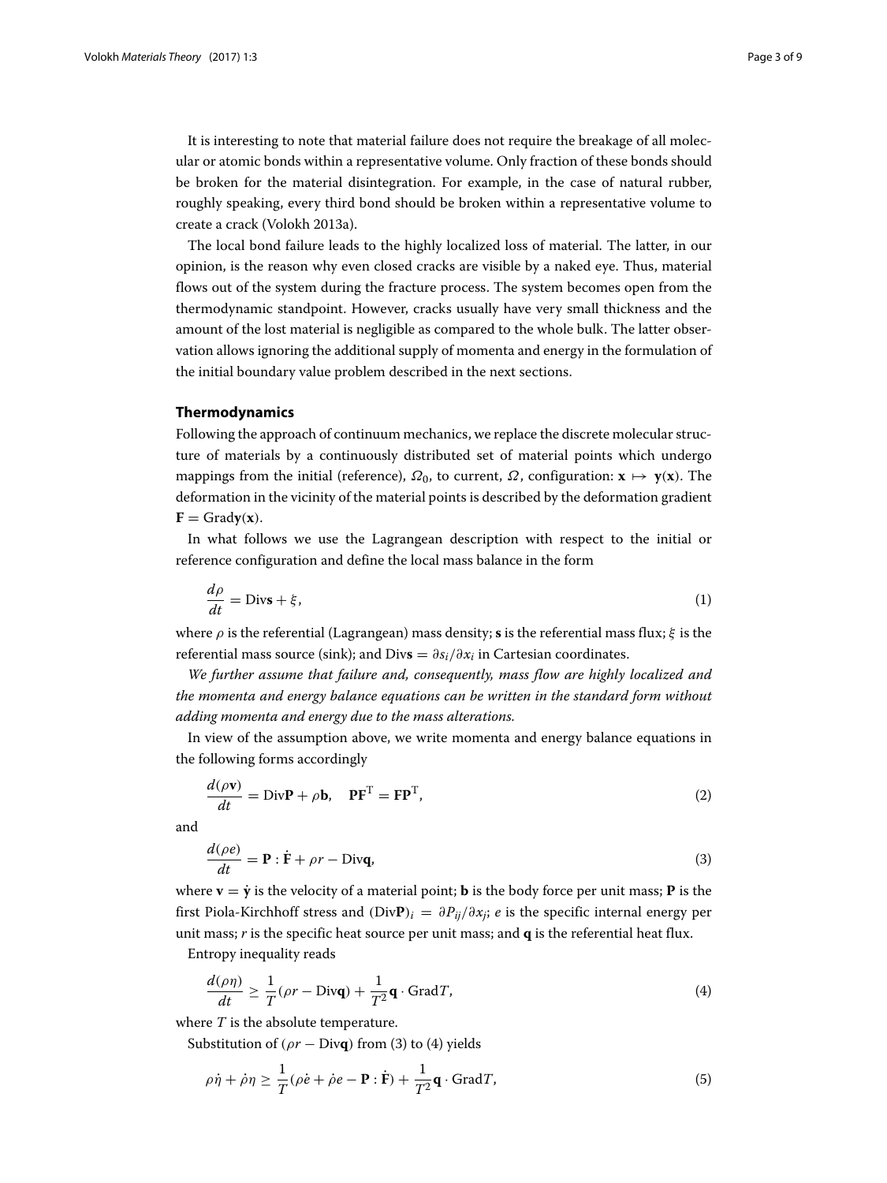It is interesting to note that material failure does not require the breakage of all molecular or atomic bonds within a representative volume. Only fraction of these bonds should be broken for the material disintegration. For example, in the case of natural rubber, roughly speaking, every third bond should be broken within a representative volume to create a crack (Volokh 2013a).

The local bond failure leads to the highly localized loss of material. The latter, in our opinion, is the reason why even closed cracks are visible by a naked eye. Thus, material flows out of the system during the fracture process. The system becomes open from the thermodynamic standpoint. However, cracks usually have very small thickness and the amount of the lost material is negligible as compared to the whole bulk. The latter observation allows ignoring the additional supply of momenta and energy in the formulation of the initial boundary value problem described in the next sections.

## Thermodynamics

Following the approach of continuum mechanics, we replace the discrete molecular structure of materials by a continuously distributed set of material points which undergo mappings from the initial (reference), $\Omega_0$, to current, $\Omega$, configuration: $\mathbf{x} \mapsto \mathbf{y}(\mathbf{x})$. The deformation in the vicinity of the material points is described by the deformation gradient $\mathbf{F} = \mathrm{Grad}\mathbf{y}(\mathbf{x})$.

In what follows we use the Lagrangean description with respect to the initial or reference configuration and define the local mass balance in the form

$$\frac{d\rho}{dt} = \mathrm{Div}\mathbf{s} + \xi, \tag{1}$$

where $\rho$ is the referential (Lagrangean) mass density; $\mathbf{s}$ is the referential mass flux; $\xi$ is the referential mass source (sink); and $\mathrm{Div}\mathbf{s} = \partial s_i / \partial x_i$ in Cartesian coordinates.

*We further assume that failure and, consequently, mass flow are highly localized and the momenta and energy balance equations can be written in the standard form without adding momenta and energy due to the mass alterations.*

In view of the assumption above, we write momenta and energy balance equations in the following forms accordingly

$$\frac{d(\rho\mathbf{v})}{dt} = \mathrm{Div}\mathbf{P} + \rho\mathbf{b}, \quad \mathbf{P}\mathbf{F}^{\mathrm{T}} = \mathbf{F}\mathbf{P}^{\mathrm{T}}, \tag{2}$$

and

$$\frac{d(\rho e)}{dt} = \mathbf{P} : \dot{\mathbf{F}} + \rho r - \mathrm{Div}\mathbf{q}, \tag{3}$$

where $\mathbf{v} = \dot{\mathbf{y}}$ is the velocity of a material point; $\mathbf{b}$ is the body force per unit mass; $\mathbf{P}$ is the first Piola-Kirchhoff stress and $(\mathrm{Div}\mathbf{P})_i = \partial P_{ij} / \partial x_j$; $e$ is the specific internal energy per unit mass; $r$ is the specific heat source per unit mass; and $\mathbf{q}$ is the referential heat flux.

Entropy inequality reads

$$\frac{d(\rho\eta)}{dt} \geq \frac{1}{T}(\rho r - \mathrm{Div}\mathbf{q}) + \frac{1}{T^2}\mathbf{q} \cdot \mathrm{Grad}T, \tag{4}$$

where $T$ is the absolute temperature.

Substitution of $(\rho r - \mathrm{Div}\mathbf{q})$ from (3) to (4) yields

$$\rho\dot{\eta} + \dot{\rho}\eta \geq \frac{1}{T}(\rho\dot{e} + \dot{\rho}e - \mathbf{P} : \dot{\mathbf{F}}) + \frac{1}{T^2}\mathbf{q} \cdot \mathrm{Grad}T, \tag{5}$$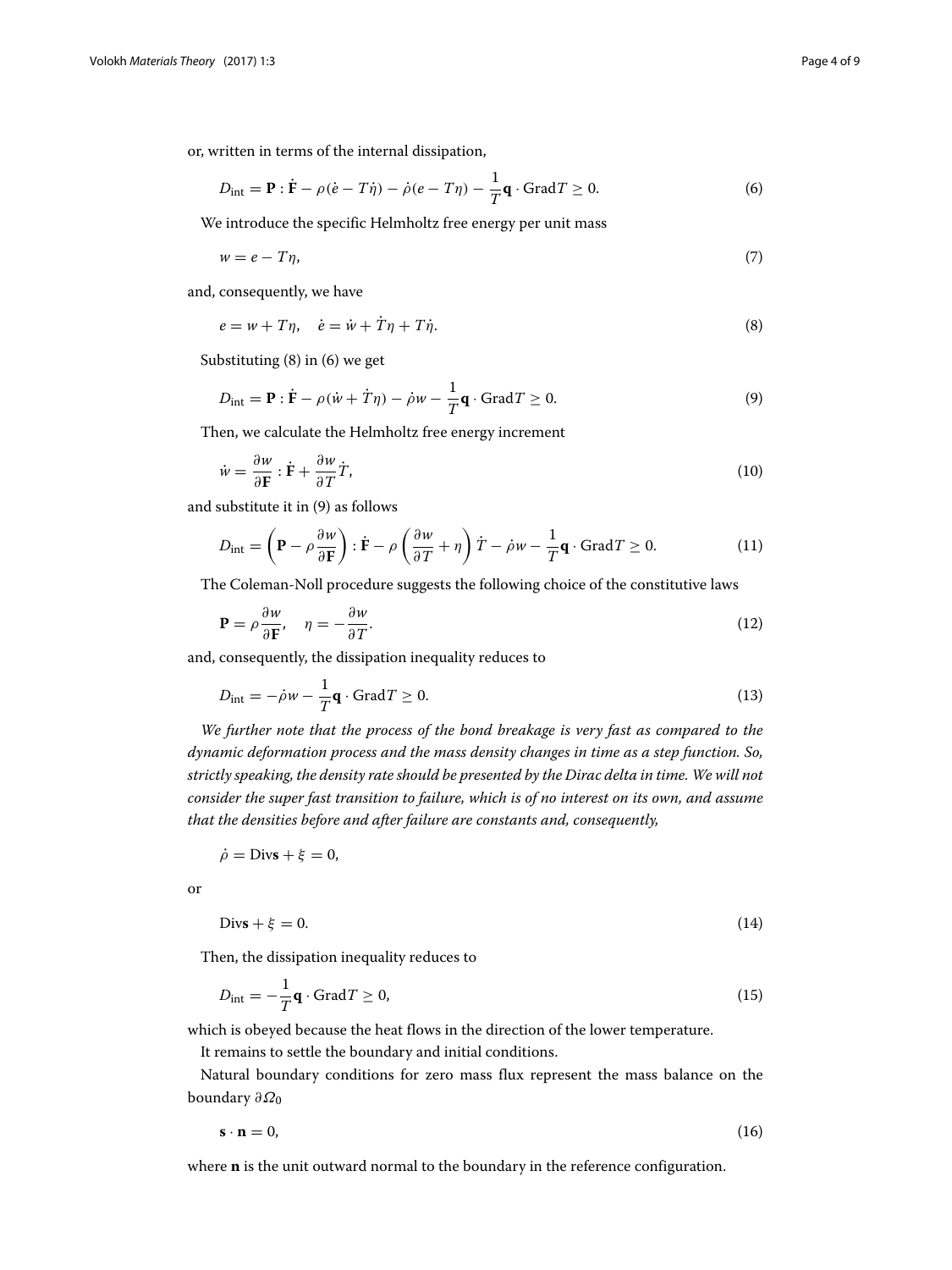or, written in terms of the internal dissipation,

$$D_{\text{int}} = \mathbf{P} : \dot{\mathbf{F}} - \rho(\dot{e} - T\dot{\eta}) - \dot{\rho}(e - T\eta) - \frac{1}{T}\mathbf{q} \cdot \text{Grad}T \geq 0. \tag{6}$$

We introduce the specific Helmholtz free energy per unit mass

$$w = e - T\eta, \tag{7}$$

and, consequently, we have

$$e = w + T\eta, \quad \dot{e} = \dot{w} + \dot{T}\eta + T\dot{\eta}. \tag{8}$$

Substituting (8) in (6) we get

$$D_{\text{int}} = \mathbf{P} : \dot{\mathbf{F}} - \rho(\dot{w} + \dot{T}\eta) - \dot{\rho}w - \frac{1}{T}\mathbf{q} \cdot \text{Grad}T \geq 0. \tag{9}$$

Then, we calculate the Helmholtz free energy increment

$$\dot{w} = \frac{\partial w}{\partial \mathbf{F}} : \dot{\mathbf{F}} + \frac{\partial w}{\partial T}\dot{T}, \tag{10}$$

and substitute it in (9) as follows

$$D_{\text{int}} = \left(\mathbf{P} - \rho\frac{\partial w}{\partial \mathbf{F}}\right) : \dot{\mathbf{F}} - \rho\left(\frac{\partial w}{\partial T} + \eta\right)\dot{T} - \dot{\rho}w - \frac{1}{T}\mathbf{q} \cdot \text{Grad}T \geq 0. \tag{11}$$

The Coleman-Noll procedure suggests the following choice of the constitutive laws

$$\mathbf{P} = \rho\frac{\partial w}{\partial \mathbf{F}}, \quad \eta = -\frac{\partial w}{\partial T}. \tag{12}$$

and, consequently, the dissipation inequality reduces to

$$D_{\text{int}} = -\dot{\rho}w - \frac{1}{T}\mathbf{q} \cdot \text{Grad}T \geq 0. \tag{13}$$

*We further note that the process of the bond breakage is very fast as compared to the dynamic deformation process and the mass density changes in time as a step function. So, strictly speaking, the density rate should be presented by the Dirac delta in time. We will not consider the super fast transition to failure, which is of no interest on its own, and assume that the densities before and after failure are constants and, consequently,*

$$\dot{\rho} = \text{Div}\mathbf{s} + \xi = 0,$$

or

$$\text{Div}\mathbf{s} + \xi = 0. \tag{14}$$

Then, the dissipation inequality reduces to

$$D_{\text{int}} = -\frac{1}{T}\mathbf{q} \cdot \text{Grad}T \geq 0, \tag{15}$$

which is obeyed because the heat flows in the direction of the lower temperature.

It remains to settle the boundary and initial conditions.

Natural boundary conditions for zero mass flux represent the mass balance on the boundary $\partial\Omega_0$

$$\mathbf{s} \cdot \mathbf{n} = 0, \tag{16}$$

where $\mathbf{n}$ is the unit outward normal to the boundary in the reference configuration.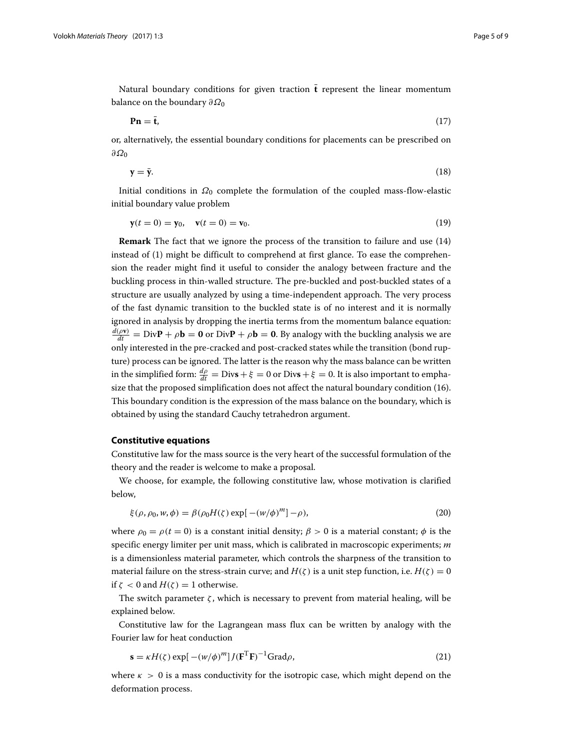Natural boundary conditions for given traction $\bar{\mathbf{t}}$ represent the linear momentum balance on the boundary $\partial\Omega_0$

$$\mathbf{Pn} = \bar{\mathbf{t}}, \tag{17}$$

or, alternatively, the essential boundary conditions for placements can be prescribed on $\partial\Omega_0$

$$\mathbf{y} = \bar{\mathbf{y}}. \tag{18}$$

Initial conditions in $\Omega_0$ complete the formulation of the coupled mass-flow-elastic initial boundary value problem

$$\mathbf{y}(t=0) = \mathbf{y}_0, \quad \mathbf{v}(t=0) = \mathbf{v}_0. \tag{19}$$

**Remark** The fact that we ignore the process of the transition to failure and use (14) instead of (1) might be difficult to comprehend at first glance. To ease the comprehension the reader might find it useful to consider the analogy between fracture and the buckling process in thin-walled structure. The pre-buckled and post-buckled states of a structure are usually analyzed by using a time-independent approach. The very process of the fast dynamic transition to the buckled state is of no interest and it is normally ignored in analysis by dropping the inertia terms from the momentum balance equation: $\frac{d(\rho\mathbf{v})}{dt} = \text{Div}\mathbf{P} + \rho\mathbf{b} = \mathbf{0}$ or $\text{Div}\mathbf{P} + \rho\mathbf{b} = \mathbf{0}$. By analogy with the buckling analysis we are only interested in the pre-cracked and post-cracked states while the transition (bond rupture) process can be ignored. The latter is the reason why the mass balance can be written in the simplified form: $\frac{d\rho}{dt} = \text{Div}\mathbf{s} + \xi = 0$ or $\text{Div}\mathbf{s} + \xi = 0$. It is also important to emphasize that the proposed simplification does not affect the natural boundary condition (16). This boundary condition is the expression of the mass balance on the boundary, which is obtained by using the standard Cauchy tetrahedron argument.

## Constitutive equations

Constitutive law for the mass source is the very heart of the successful formulation of the theory and the reader is welcome to make a proposal.

We choose, for example, the following constitutive law, whose motivation is clarified below,

$$\xi(\rho, \rho_0, w, \phi) = \beta(\rho_0 H(\zeta) \exp[-(w/\phi)^m] - \rho), \tag{20}$$

where $\rho_0 = \rho(t=0)$ is a constant initial density; $\beta > 0$ is a material constant; $\phi$ is the specific energy limiter per unit mass, which is calibrated in macroscopic experiments; $m$ is a dimensionless material parameter, which controls the sharpness of the transition to material failure on the stress-strain curve; and $H(\zeta)$ is a unit step function, i.e. $H(\zeta) = 0$ if $\zeta < 0$ and $H(\zeta) = 1$ otherwise.

The switch parameter $\zeta$, which is necessary to prevent from material healing, will be explained below.

Constitutive law for the Lagrangean mass flux can be written by analogy with the Fourier law for heat conduction

$$\mathbf{s} = \kappa H(\zeta) \exp[-(w/\phi)^m] J(\mathbf{F}^{\mathrm{T}}\mathbf{F})^{-1}\text{Grad}\rho, \tag{21}$$

where $\kappa > 0$ is a mass conductivity for the isotropic case, which might depend on the deformation process.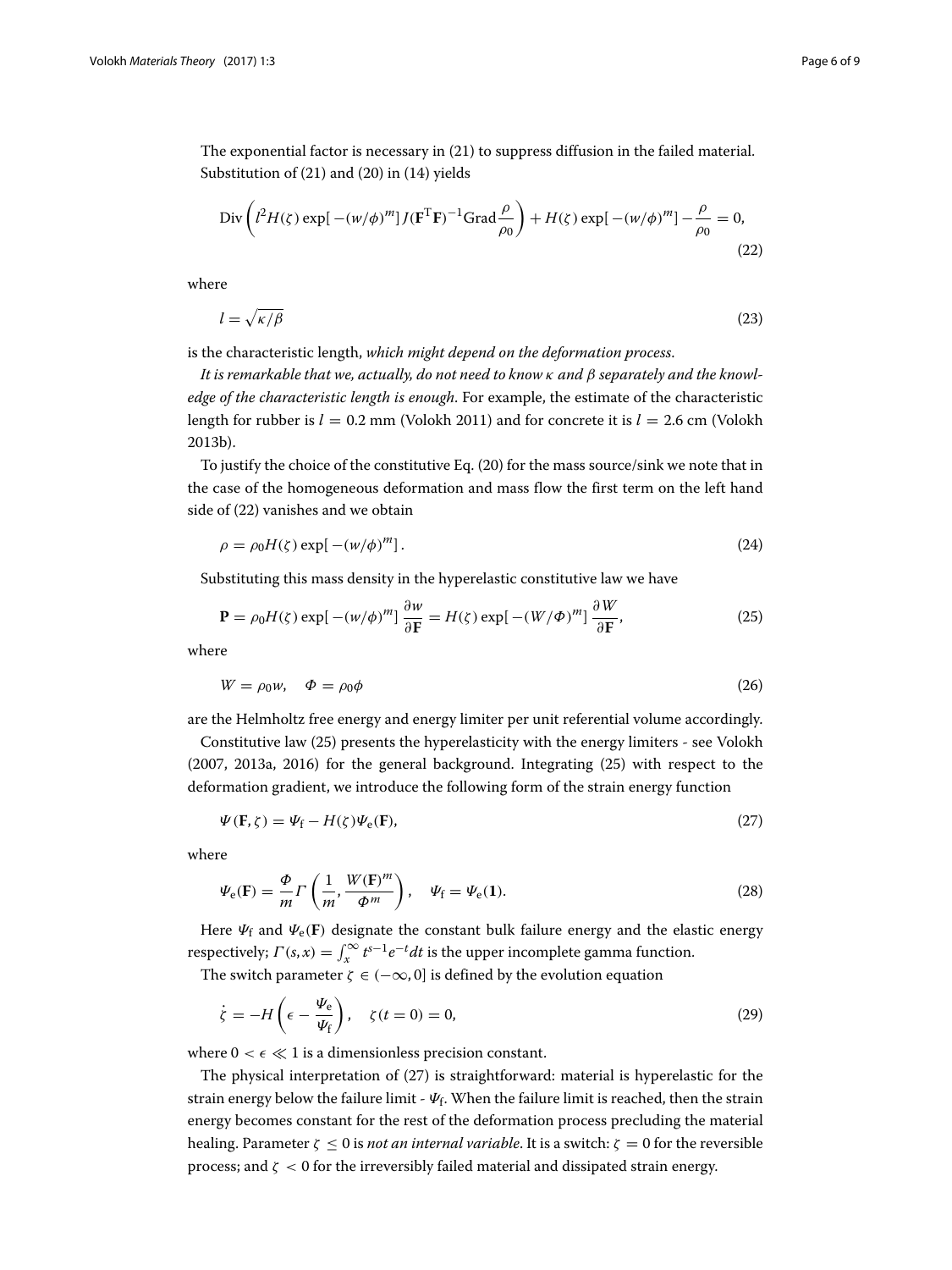The exponential factor is necessary in (21) to suppress diffusion in the failed material. Substitution of (21) and (20) in (14) yields

$$\mathrm{Div}\left(l^2 H(\zeta)\exp[-(w/\phi)^m] J(\mathbf{F}^{\mathrm{T}}\mathbf{F})^{-1}\mathrm{Grad}\frac{\rho}{\rho_0}\right) + H(\zeta)\exp[-(w/\phi)^m] - \frac{\rho}{\rho_0} = 0, \tag{22}$$

where

$$l = \sqrt{\kappa/\beta} \tag{23}$$

is the characteristic length, *which might depend on the deformation process*.

*It is remarkable that we, actually, do not need to know $\kappa$ and $\beta$ separately and the knowledge of the characteristic length is enough*. For example, the estimate of the characteristic length for rubber is $l = 0.2$ mm (Volokh 2011) and for concrete it is $l = 2.6$ cm (Volokh 2013b).

To justify the choice of the constitutive Eq. (20) for the mass source/sink we note that in the case of the homogeneous deformation and mass flow the first term on the left hand side of (22) vanishes and we obtain

$$\rho = \rho_0 H(\zeta)\exp[-(w/\phi)^m]. \tag{24}$$

Substituting this mass density in the hyperelastic constitutive law we have

$$\mathbf{P} = \rho_0 H(\zeta)\exp[-(w/\phi)^m]\frac{\partial w}{\partial \mathbf{F}} = H(\zeta)\exp[-(W/\Phi)^m]\frac{\partial W}{\partial \mathbf{F}}, \tag{25}$$

where

$$W = \rho_0 w, \quad \Phi = \rho_0 \phi \tag{26}$$

are the Helmholtz free energy and energy limiter per unit referential volume accordingly.

Constitutive law (25) presents the hyperelasticity with the energy limiters - see Volokh (2007, 2013a, 2016) for the general background. Integrating (25) with respect to the deformation gradient, we introduce the following form of the strain energy function

$$\Psi(\mathbf{F}, \zeta) = \Psi_{\mathrm{f}} - H(\zeta)\Psi_{\mathrm{e}}(\mathbf{F}), \tag{27}$$

where

$$\Psi_{\mathrm{e}}(\mathbf{F}) = \frac{\Phi}{m}\Gamma\left(\frac{1}{m}, \frac{W(\mathbf{F})^m}{\Phi^m}\right), \quad \Psi_{\mathrm{f}} = \Psi_{\mathrm{e}}(\mathbf{1}). \tag{28}$$

Here $\Psi_{\mathrm{f}}$ and $\Psi_{\mathrm{e}}(\mathbf{F})$ designate the constant bulk failure energy and the elastic energy respectively; $\Gamma(s, x) = \int_x^\infty t^{s-1}e^{-t}dt$ is the upper incomplete gamma function.

The switch parameter $\zeta \in (-\infty, 0]$ is defined by the evolution equation

$$\dot{\zeta} = -H\left(\epsilon - \frac{\Psi_{\mathrm{e}}}{\Psi_{\mathrm{f}}}\right), \quad \zeta(t=0) = 0, \tag{29}$$

where $0 < \epsilon \ll 1$ is a dimensionless precision constant.

The physical interpretation of (27) is straightforward: material is hyperelastic for the strain energy below the failure limit - $\Psi_{\mathrm{f}}$. When the failure limit is reached, then the strain energy becomes constant for the rest of the deformation process precluding the material healing. Parameter $\zeta \leq 0$ is *not an internal variable*. It is a switch: $\zeta = 0$ for the reversible process; and $\zeta < 0$ for the irreversibly failed material and dissipated strain energy.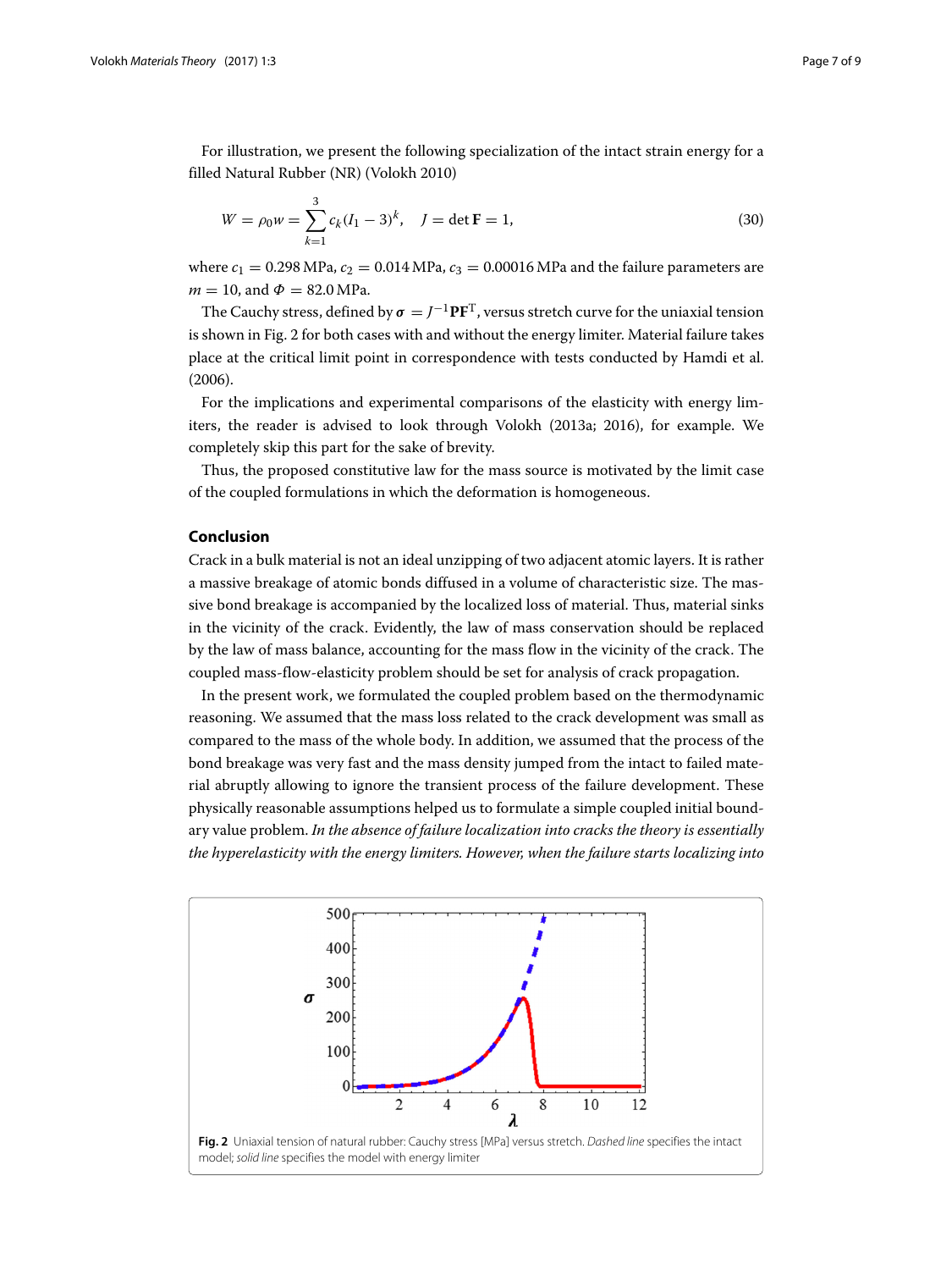For illustration, we present the following specialization of the intact strain energy for a filled Natural Rubber (NR) (Volokh 2010)

$$W = \rho_0 w = \sum_{k=1}^{3} c_k (I_1 - 3)^k, \quad J = \det \mathbf{F} = 1, \tag{30}$$

where $c_1 = 0.298$ MPa, $c_2 = 0.014$ MPa, $c_3 = 0.00016$ MPa and the failure parameters are $m = 10$, and $\Phi = 82.0$ MPa.

The Cauchy stress, defined by $\boldsymbol{\sigma} = J^{-1}\mathbf{P}\mathbf{F}^{\mathrm{T}}$, versus stretch curve for the uniaxial tension is shown in Fig. 2 for both cases with and without the energy limiter. Material failure takes place at the critical limit point in correspondence with tests conducted by Hamdi et al. (2006).

For the implications and experimental comparisons of the elasticity with energy limiters, the reader is advised to look through Volokh (2013a; 2016), for example. We completely skip this part for the sake of brevity.

Thus, the proposed constitutive law for the mass source is motivated by the limit case of the coupled formulations in which the deformation is homogeneous.

## Conclusion

Crack in a bulk material is not an ideal unzipping of two adjacent atomic layers. It is rather a massive breakage of atomic bonds diffused in a volume of characteristic size. The massive bond breakage is accompanied by the localized loss of material. Thus, material sinks in the vicinity of the crack. Evidently, the law of mass conservation should be replaced by the law of mass balance, accounting for the mass flow in the vicinity of the crack. The coupled mass-flow-elasticity problem should be set for analysis of crack propagation.

In the present work, we formulated the coupled problem based on the thermodynamic reasoning. We assumed that the mass loss related to the crack development was small as compared to the mass of the whole body. In addition, we assumed that the process of the bond breakage was very fast and the mass density jumped from the intact to failed material abruptly allowing to ignore the transient process of the failure development. These physically reasonable assumptions helped us to formulate a simple coupled initial boundary value problem. *In the absence of failure localization into cracks the theory is essentially the hyperelasticity with the energy limiters. However, when the failure starts localizing into*

500
400
300
200
100
0
$\sigma$
2
4
6
8
10
12
$\lambda$

**Fig. 2** Uniaxial tension of natural rubber: Cauchy stress [MPa] versus stretch. *Dashed line* specifies the intact model; *solid line* specifies the model with energy limiter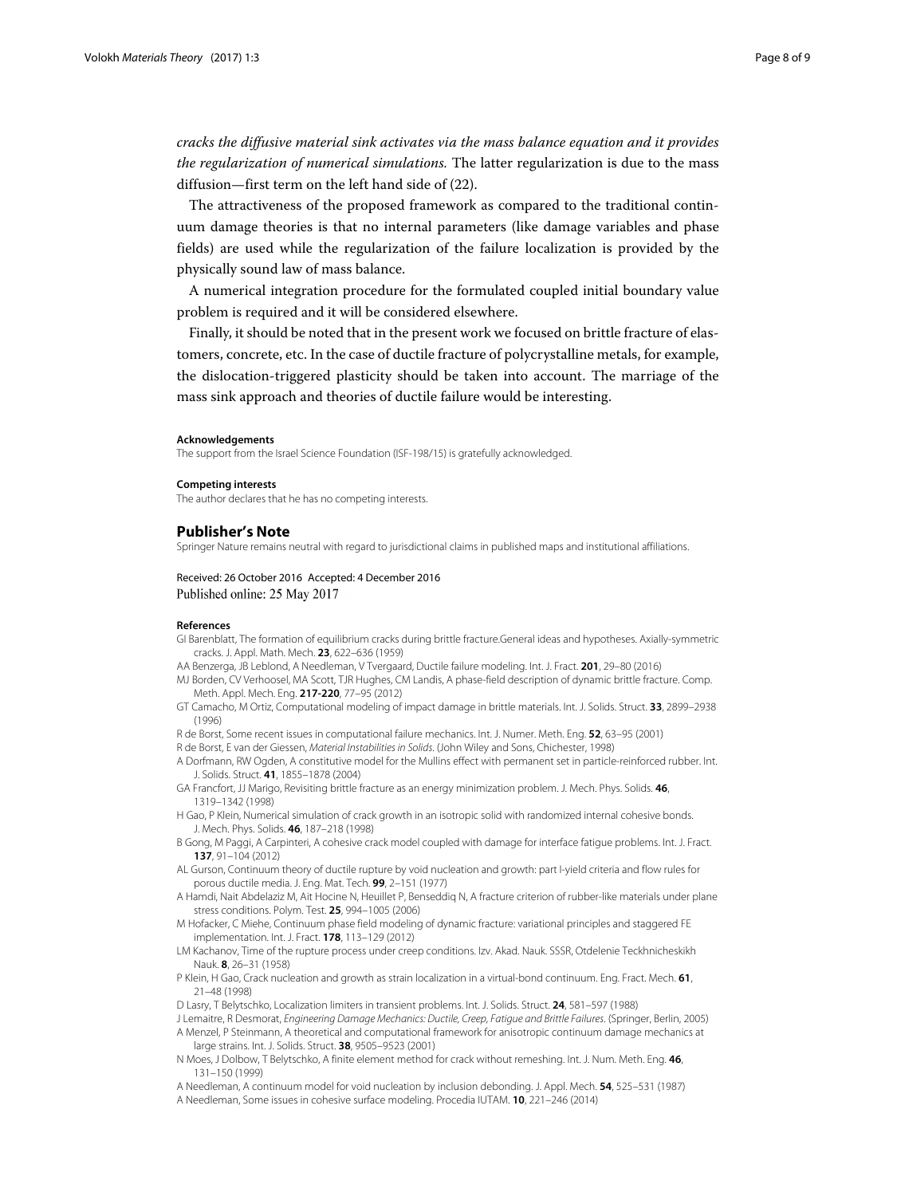*cracks the diffusive material sink activates via the mass balance equation and it provides the regularization of numerical simulations.* The latter regularization is due to the mass diffusion—first term on the left hand side of (22).

The attractiveness of the proposed framework as compared to the traditional continuum damage theories is that no internal parameters (like damage variables and phase fields) are used while the regularization of the failure localization is provided by the physically sound law of mass balance.

A numerical integration procedure for the formulated coupled initial boundary value problem is required and it will be considered elsewhere.

Finally, it should be noted that in the present work we focused on brittle fracture of elastomers, concrete, etc. In the case of ductile fracture of polycrystalline metals, for example, the dislocation-triggered plasticity should be taken into account. The marriage of the mass sink approach and theories of ductile failure would be interesting.

#### Acknowledgements

The support from the Israel Science Foundation (ISF-198/15) is gratefully acknowledged.

#### Competing interests

The author declares that he has no competing interests.

### Publisher's Note

Springer Nature remains neutral with regard to jurisdictional claims in published maps and institutional affiliations.

Received: 26 October 2016 Accepted: 4 December 2016
Published online: 25 May 2017

#### References

GI Barenblatt, The formation of equilibrium cracks during brittle fracture.General ideas and hypotheses. Axially-symmetric cracks. J. Appl. Math. Mech. **23**, 622–636 (1959)

AA Benzerga, JB Leblond, A Needleman, V Tvergaard, Ductile failure modeling. Int. J. Fract. **201**, 29–80 (2016)

MJ Borden, CV Verhoosel, MA Scott, TJR Hughes, CM Landis, A phase-field description of dynamic brittle fracture. Comp. Meth. Appl. Mech. Eng. **217-220**, 77–95 (2012)

GT Camacho, M Ortiz, Computational modeling of impact damage in brittle materials. Int. J. Solids. Struct. **33**, 2899–2938 (1996)

R de Borst, Some recent issues in computational failure mechanics. Int. J. Numer. Meth. Eng. **52**, 63–95 (2001)

R de Borst, E van der Giessen, *Material Instabilities in Solids*. (John Wiley and Sons, Chichester, 1998)

A Dorfmann, RW Ogden, A constitutive model for the Mullins effect with permanent set in particle-reinforced rubber. Int. J. Solids. Struct. **41**, 1855–1878 (2004)

GA Francfort, JJ Marigo, Revisiting brittle fracture as an energy minimization problem. J. Mech. Phys. Solids. **46**, 1319–1342 (1998)

H Gao, P Klein, Numerical simulation of crack growth in an isotropic solid with randomized internal cohesive bonds. J. Mech. Phys. Solids. **46**, 187–218 (1998)

B Gong, M Paggi, A Carpinteri, A cohesive crack model coupled with damage for interface fatigue problems. Int. J. Fract. **137**, 91–104 (2012)

AL Gurson, Continuum theory of ductile rupture by void nucleation and growth: part I-yield criteria and flow rules for porous ductile media. J. Eng. Mat. Tech. **99**, 2–151 (1977)

A Hamdi, Nait Abdelaziz M, Ait Hocine N, Heuillet P, Benseddiq N, A fracture criterion of rubber-like materials under plane stress conditions. Polym. Test. **25**, 994–1005 (2006)

M Hofacker, C Miehe, Continuum phase field modeling of dynamic fracture: variational principles and staggered FE implementation. Int. J. Fract. **178**, 113–129 (2012)

LM Kachanov, Time of the rupture process under creep conditions. Izv. Akad. Nauk. SSSR, Otdelenie Teckhnicheskikh Nauk. **8**, 26–31 (1958)

P Klein, H Gao, Crack nucleation and growth as strain localization in a virtual-bond continuum. Eng. Fract. Mech. **61**, 21–48 (1998)

D Lasry, T Belytschko, Localization limiters in transient problems. Int. J. Solids. Struct. **24**, 581–597 (1988)

J Lemaitre, R Desmorat, *Engineering Damage Mechanics: Ductile, Creep, Fatigue and Brittle Failures*. (Springer, Berlin, 2005)

A Menzel, P Steinmann, A theoretical and computational framework for anisotropic continuum damage mechanics at large strains. Int. J. Solids. Struct. **38**, 9505–9523 (2001)

N Moes, J Dolbow, T Belytschko, A finite element method for crack without remeshing. Int. J. Num. Meth. Eng. **46**, 131–150 (1999)

A Needleman, A continuum model for void nucleation by inclusion debonding. J. Appl. Mech. **54**, 525–531 (1987)

A Needleman, Some issues in cohesive surface modeling. Procedia IUTAM. **10**, 221–246 (2014)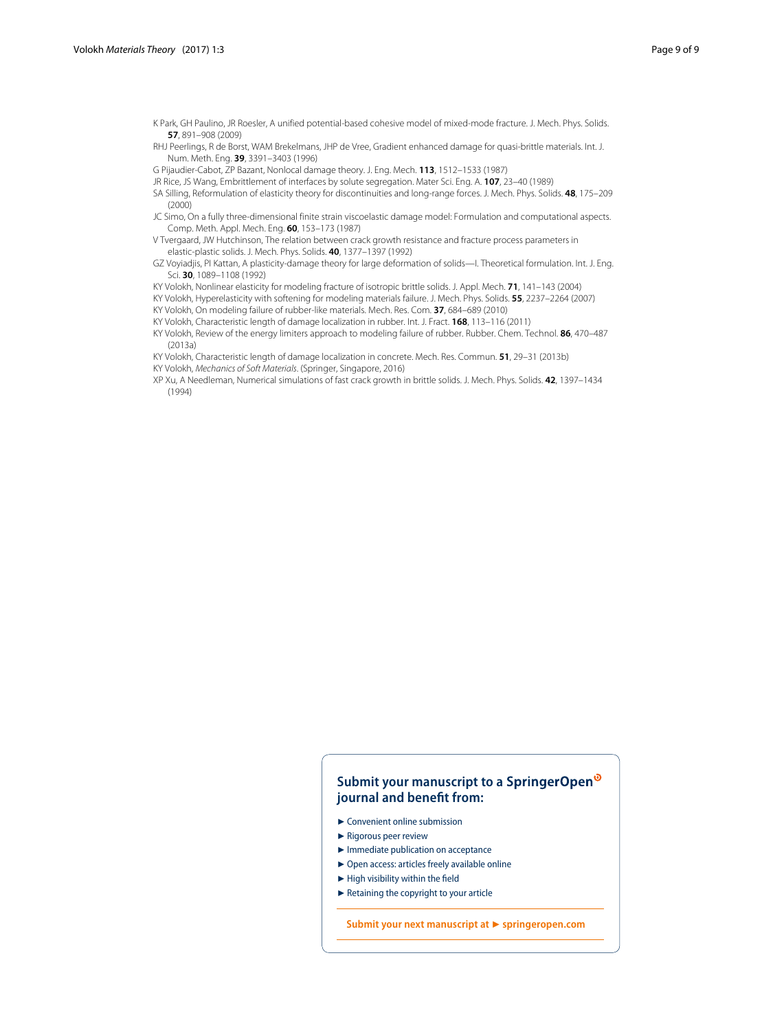K Park, GH Paulino, JR Roesler, A unified potential-based cohesive model of mixed-mode fracture. J. Mech. Phys. Solids. **57**, 891–908 (2009)

RHJ Peerlings, R de Borst, WAM Brekelmans, JHP de Vree, Gradient enhanced damage for quasi-brittle materials. Int. J. Num. Meth. Eng. **39**, 3391–3403 (1996)

G Pijaudier-Cabot, ZP Bazant, Nonlocal damage theory. J. Eng. Mech. **113**, 1512–1533 (1987)

JR Rice, JS Wang, Embrittlement of interfaces by solute segregation. Mater Sci. Eng. A. **107**, 23–40 (1989)

SA Silling, Reformulation of elasticity theory for discontinuities and long-range forces. J. Mech. Phys. Solids. **48**, 175–209 (2000)

JC Simo, On a fully three-dimensional finite strain viscoelastic damage model: Formulation and computational aspects. Comp. Meth. Appl. Mech. Eng. **60**, 153–173 (1987)

V Tvergaard, JW Hutchinson, The relation between crack growth resistance and fracture process parameters in elastic-plastic solids. J. Mech. Phys. Solids. **40**, 1377–1397 (1992)

GZ Voyiadjis, PI Kattan, A plasticity-damage theory for large deformation of solids—I. Theoretical formulation. Int. J. Eng. Sci. **30**, 1089–1108 (1992)

KY Volokh, Nonlinear elasticity for modeling fracture of isotropic brittle solids. J. Appl. Mech. **71**, 141–143 (2004)

KY Volokh, Hyperelasticity with softening for modeling materials failure. J. Mech. Phys. Solids. **55**, 2237–2264 (2007)

KY Volokh, On modeling failure of rubber-like materials. Mech. Res. Com. **37**, 684–689 (2010)

KY Volokh, Characteristic length of damage localization in rubber. Int. J. Fract. **168**, 113–116 (2011)

KY Volokh, Review of the energy limiters approach to modeling failure of rubber. Rubber. Chem. Technol. **86**, 470–487 (2013a)

KY Volokh, Characteristic length of damage localization in concrete. Mech. Res. Commun. **51**, 29–31 (2013b)

KY Volokh, *Mechanics of Soft Materials*. (Springer, Singapore, 2016)

XP Xu, A Needleman, Numerical simulations of fast crack growth in brittle solids. J. Mech. Phys. Solids. **42**, 1397–1434 (1994)

**Submit your manuscript to a SpringerOpen journal and benefit from:**

- ► Convenient online submission
- ► Rigorous peer review
- ► Immediate publication on acceptance
- ► Open access: articles freely available online
- ► High visibility within the field
- ► Retaining the copyright to your article

**Submit your next manuscript at ► springeropen.com**